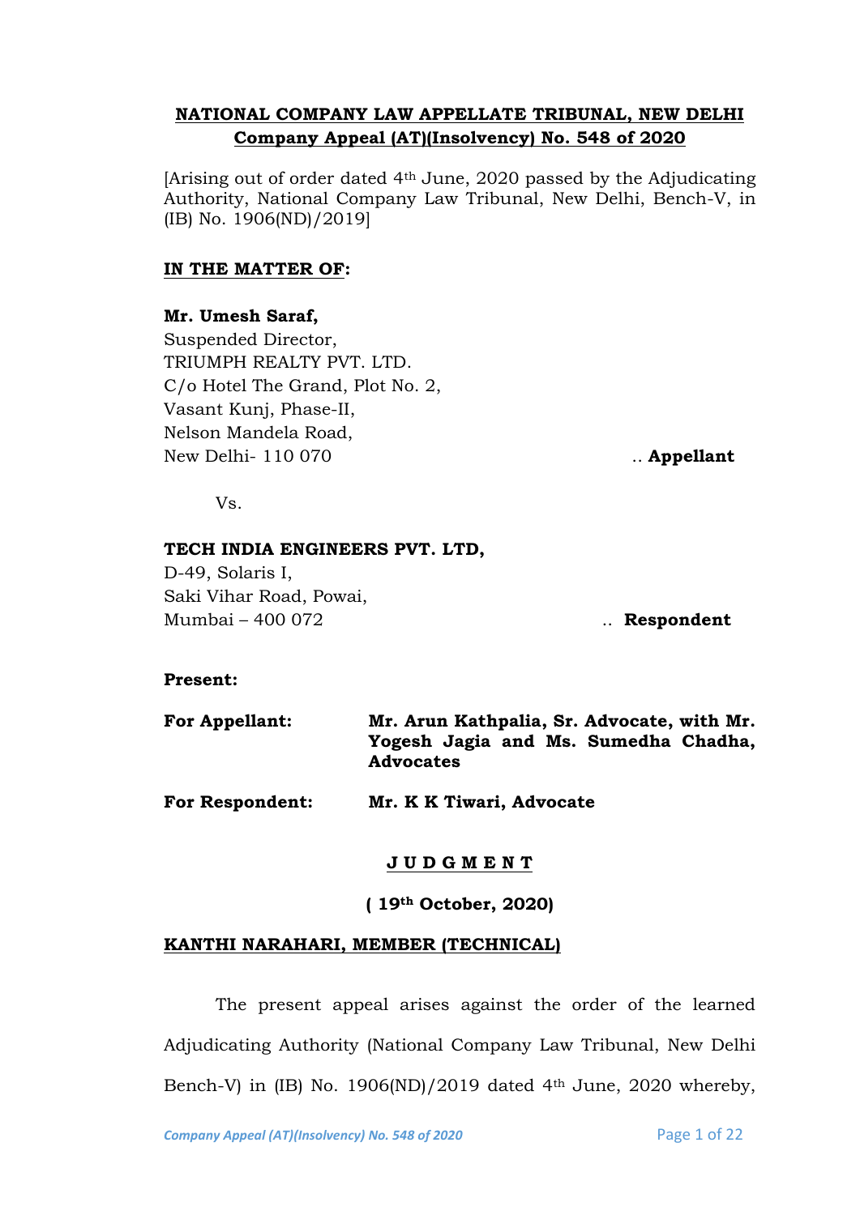**NATIONAL COMPANY LAW APPELLATE TRIBUNAL, NEW DELHI**
**Company Appeal (AT)(Insolvency) No. 548 of 2020**

[Arising out of order dated 4th June, 2020 passed by the Adjudicating Authority, National Company Law Tribunal, New Delhi, Bench-V, in (IB) No. 1906(ND)/2019]

**IN THE MATTER OF:**

**Mr. Umesh Saraf,**
Suspended Director,
TRIUMPH REALTY PVT. LTD.
C/o Hotel The Grand, Plot No. 2,
Vasant Kunj, Phase-II,
Nelson Mandela Road,
New Delhi- 110 070 .. **Appellant**

Vs.

**TECH INDIA ENGINEERS PVT. LTD,**
D-49, Solaris I,
Saki Vihar Road, Powai,
Mumbai – 400 072 .. **Respondent**

**Present:**

**For Appellant:** **Mr. Arun Kathpalia, Sr. Advocate, with Mr. Yogesh Jagia and Ms. Sumedha Chadha, Advocates**

**For Respondent:** **Mr. K K Tiwari, Advocate**

**J U D G M E N T**

**( 19th October, 2020)**

**KANTHI NARAHARI, MEMBER (TECHNICAL)**

The present appeal arises against the order of the learned Adjudicating Authority (National Company Law Tribunal, New Delhi Bench-V) in (IB) No. 1906(ND)/2019 dated 4th June, 2020 whereby,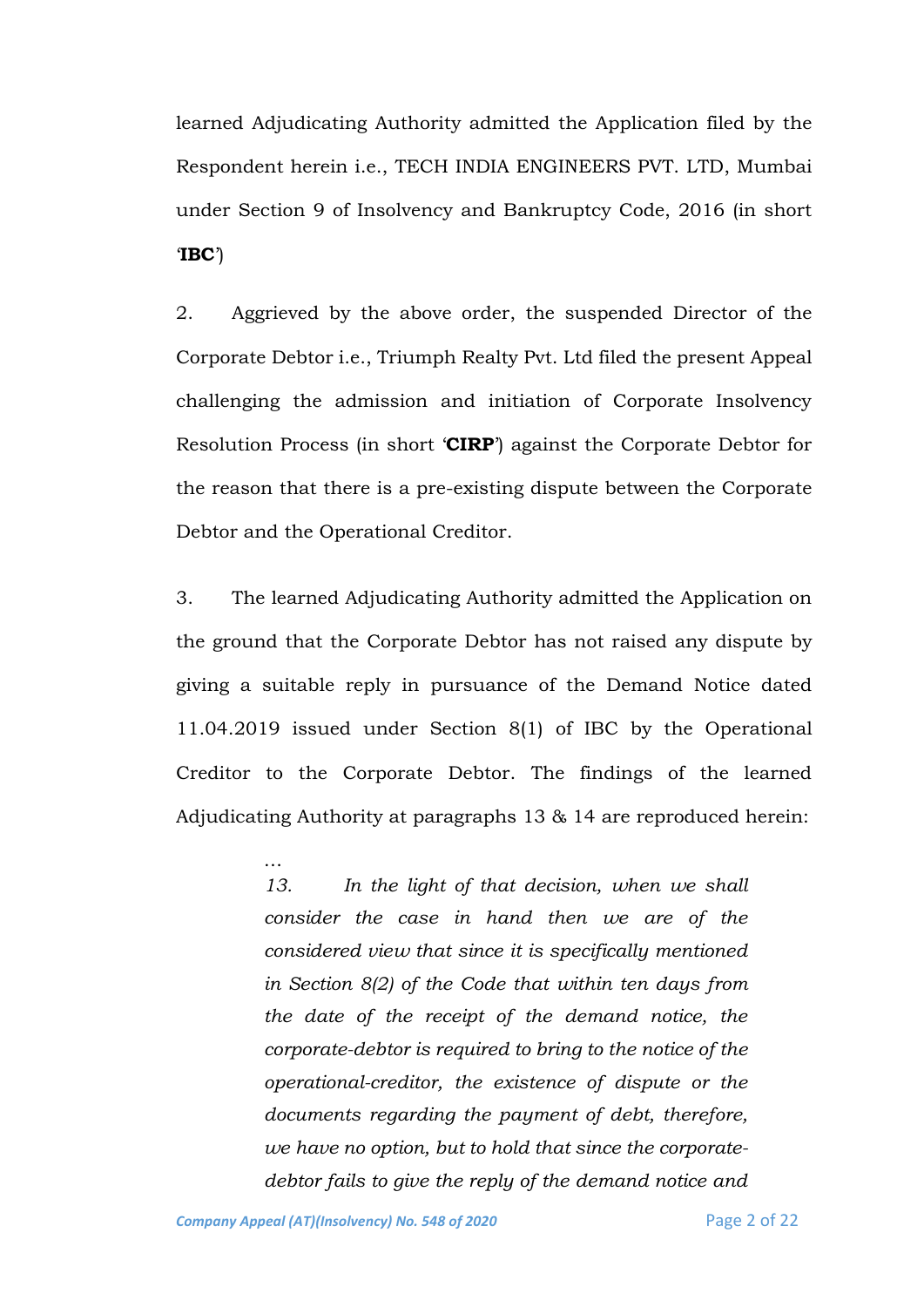learned Adjudicating Authority admitted the Application filed by the Respondent herein i.e., TECH INDIA ENGINEERS PVT. LTD, Mumbai under Section 9 of Insolvency and Bankruptcy Code, 2016 (in short '**IBC**')

2. Aggrieved by the above order, the suspended Director of the Corporate Debtor i.e., Triumph Realty Pvt. Ltd filed the present Appeal challenging the admission and initiation of Corporate Insolvency Resolution Process (in short '**CIRP**') against the Corporate Debtor for the reason that there is a pre-existing dispute between the Corporate Debtor and the Operational Creditor.

3. The learned Adjudicating Authority admitted the Application on the ground that the Corporate Debtor has not raised any dispute by giving a suitable reply in pursuance of the Demand Notice dated 11.04.2019 issued under Section 8(1) of IBC by the Operational Creditor to the Corporate Debtor. The findings of the learned Adjudicating Authority at paragraphs 13 & 14 are reproduced herein:

> …
>
> *13. In the light of that decision, when we shall consider the case in hand then we are of the considered view that since it is specifically mentioned in Section 8(2) of the Code that within ten days from the date of the receipt of the demand notice, the corporate-debtor is required to bring to the notice of the operational-creditor, the existence of dispute or the documents regarding the payment of debt, therefore, we have no option, but to hold that since the corporate-debtor fails to give the reply of the demand notice and*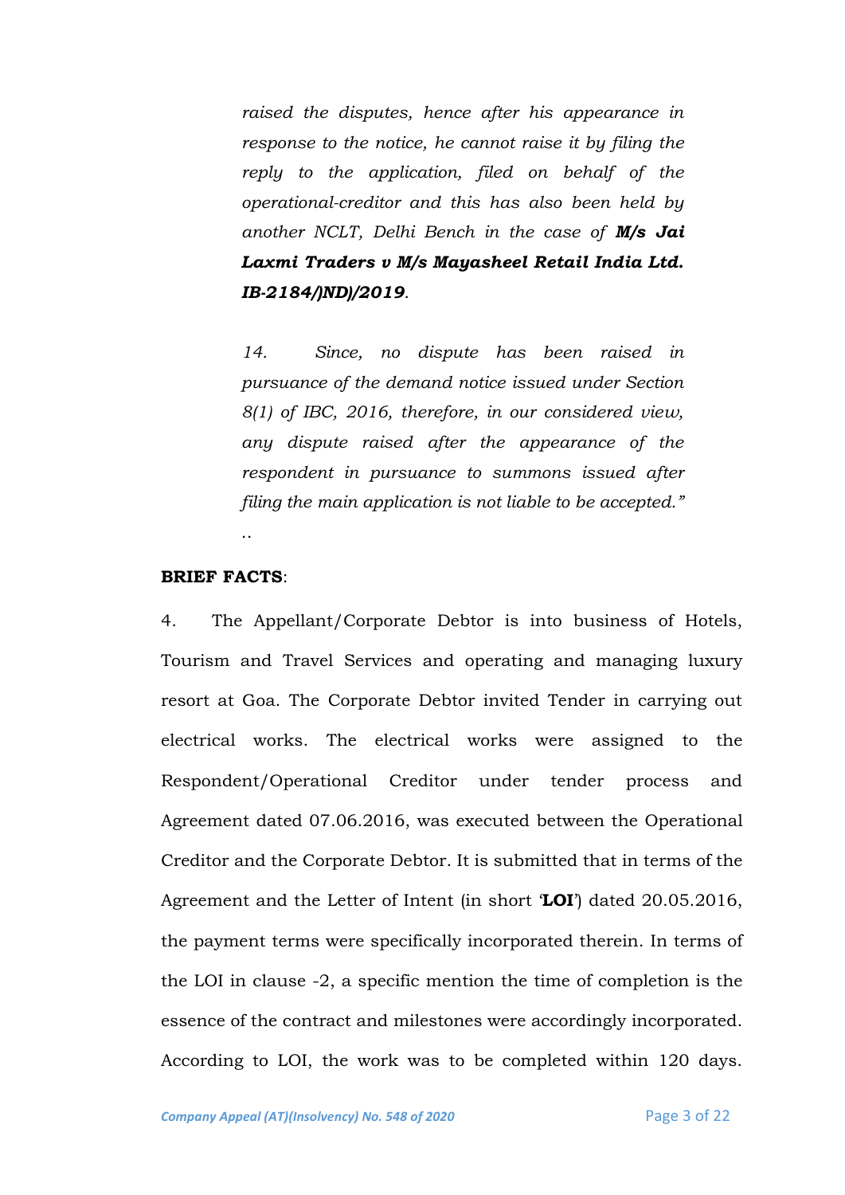*raised the disputes, hence after his appearance in response to the notice, he cannot raise it by filing the reply to the application, filed on behalf of the operational-creditor and this has also been held by another NCLT, Delhi Bench in the case of **M/s Jai Laxmi Traders v M/s Mayasheel Retail India Ltd. IB-2184/)ND)/2019**.*

*14. Since, no dispute has been raised in pursuance of the demand notice issued under Section 8(1) of IBC, 2016, therefore, in our considered view, any dispute raised after the appearance of the respondent in pursuance to summons issued after filing the main application is not liable to be accepted."*

..

**BRIEF FACTS**:

4. The Appellant/Corporate Debtor is into business of Hotels, Tourism and Travel Services and operating and managing luxury resort at Goa. The Corporate Debtor invited Tender in carrying out electrical works. The electrical works were assigned to the Respondent/Operational Creditor under tender process and Agreement dated 07.06.2016, was executed between the Operational Creditor and the Corporate Debtor. It is submitted that in terms of the Agreement and the Letter of Intent (in short '**LOI**') dated 20.05.2016, the payment terms were specifically incorporated therein. In terms of the LOI in clause -2, a specific mention the time of completion is the essence of the contract and milestones were accordingly incorporated. According to LOI, the work was to be completed within 120 days.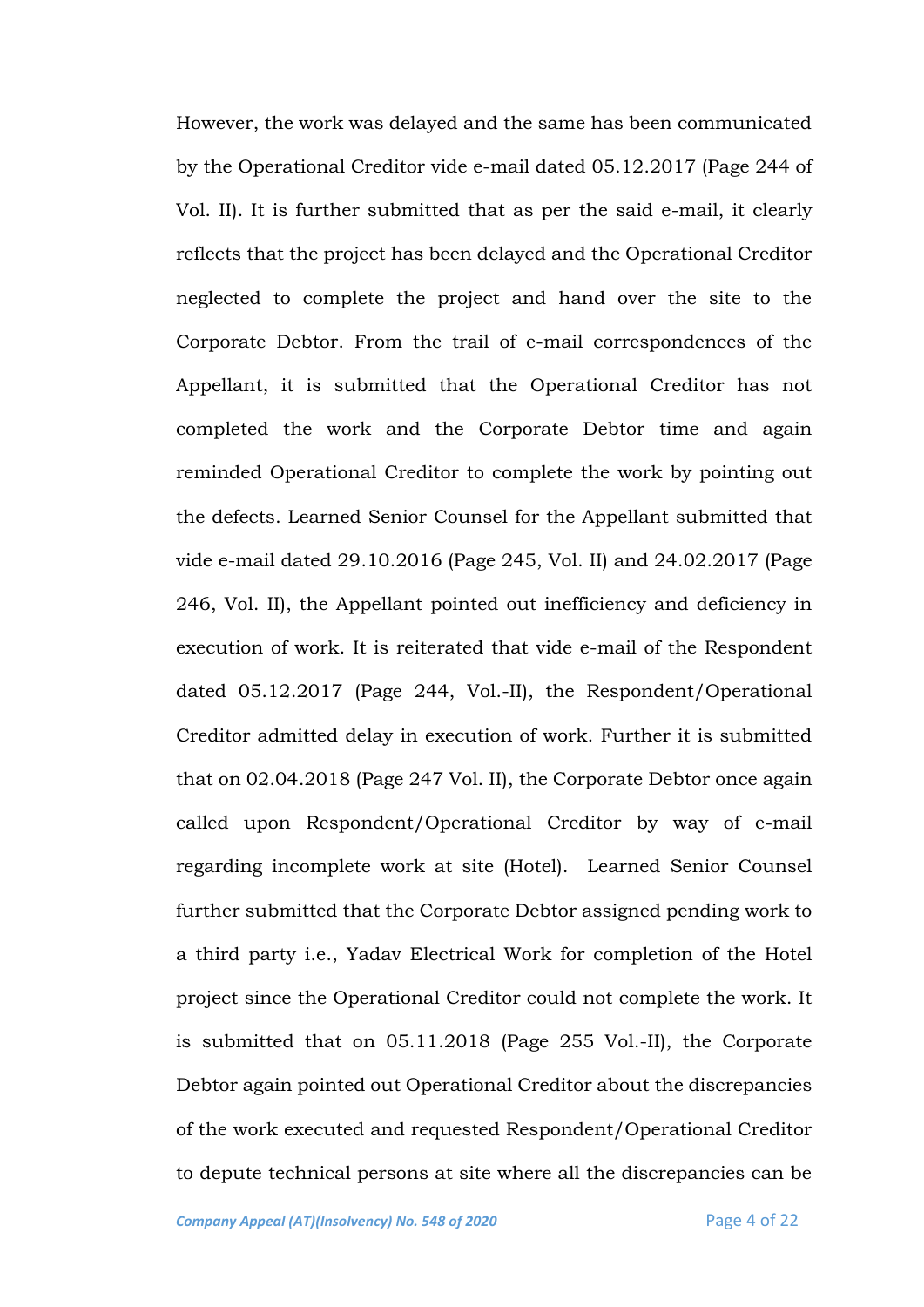However, the work was delayed and the same has been communicated by the Operational Creditor vide e-mail dated 05.12.2017 (Page 244 of Vol. II). It is further submitted that as per the said e-mail, it clearly reflects that the project has been delayed and the Operational Creditor neglected to complete the project and hand over the site to the Corporate Debtor. From the trail of e-mail correspondences of the Appellant, it is submitted that the Operational Creditor has not completed the work and the Corporate Debtor time and again reminded Operational Creditor to complete the work by pointing out the defects. Learned Senior Counsel for the Appellant submitted that vide e-mail dated 29.10.2016 (Page 245, Vol. II) and 24.02.2017 (Page 246, Vol. II), the Appellant pointed out inefficiency and deficiency in execution of work. It is reiterated that vide e-mail of the Respondent dated 05.12.2017 (Page 244, Vol.-II), the Respondent/Operational Creditor admitted delay in execution of work. Further it is submitted that on 02.04.2018 (Page 247 Vol. II), the Corporate Debtor once again called upon Respondent/Operational Creditor by way of e-mail regarding incomplete work at site (Hotel). Learned Senior Counsel further submitted that the Corporate Debtor assigned pending work to a third party i.e., Yadav Electrical Work for completion of the Hotel project since the Operational Creditor could not complete the work. It is submitted that on 05.11.2018 (Page 255 Vol.-II), the Corporate Debtor again pointed out Operational Creditor about the discrepancies of the work executed and requested Respondent/Operational Creditor to depute technical persons at site where all the discrepancies can be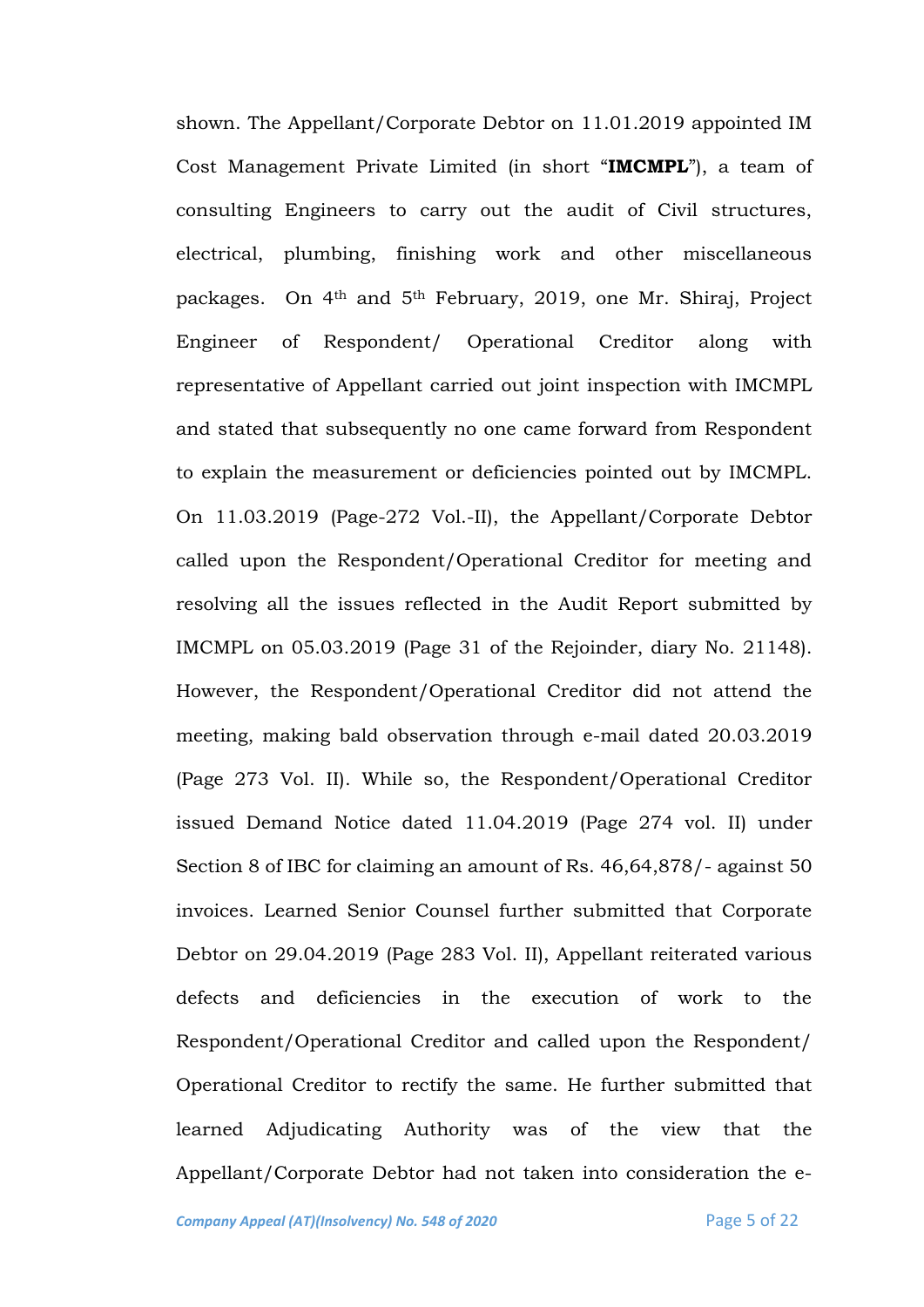shown. The Appellant/Corporate Debtor on 11.01.2019 appointed IM Cost Management Private Limited (in short "**IMCMPL**"), a team of consulting Engineers to carry out the audit of Civil structures, electrical, plumbing, finishing work and other miscellaneous packages. On 4th and 5th February, 2019, one Mr. Shiraj, Project Engineer of Respondent/ Operational Creditor along with representative of Appellant carried out joint inspection with IMCMPL and stated that subsequently no one came forward from Respondent to explain the measurement or deficiencies pointed out by IMCMPL. On 11.03.2019 (Page-272 Vol.-II), the Appellant/Corporate Debtor called upon the Respondent/Operational Creditor for meeting and resolving all the issues reflected in the Audit Report submitted by IMCMPL on 05.03.2019 (Page 31 of the Rejoinder, diary No. 21148). However, the Respondent/Operational Creditor did not attend the meeting, making bald observation through e-mail dated 20.03.2019 (Page 273 Vol. II). While so, the Respondent/Operational Creditor issued Demand Notice dated 11.04.2019 (Page 274 vol. II) under Section 8 of IBC for claiming an amount of Rs. 46,64,878/- against 50 invoices. Learned Senior Counsel further submitted that Corporate Debtor on 29.04.2019 (Page 283 Vol. II), Appellant reiterated various defects and deficiencies in the execution of work to the Respondent/Operational Creditor and called upon the Respondent/ Operational Creditor to rectify the same. He further submitted that learned Adjudicating Authority was of the view that the Appellant/Corporate Debtor had not taken into consideration the e-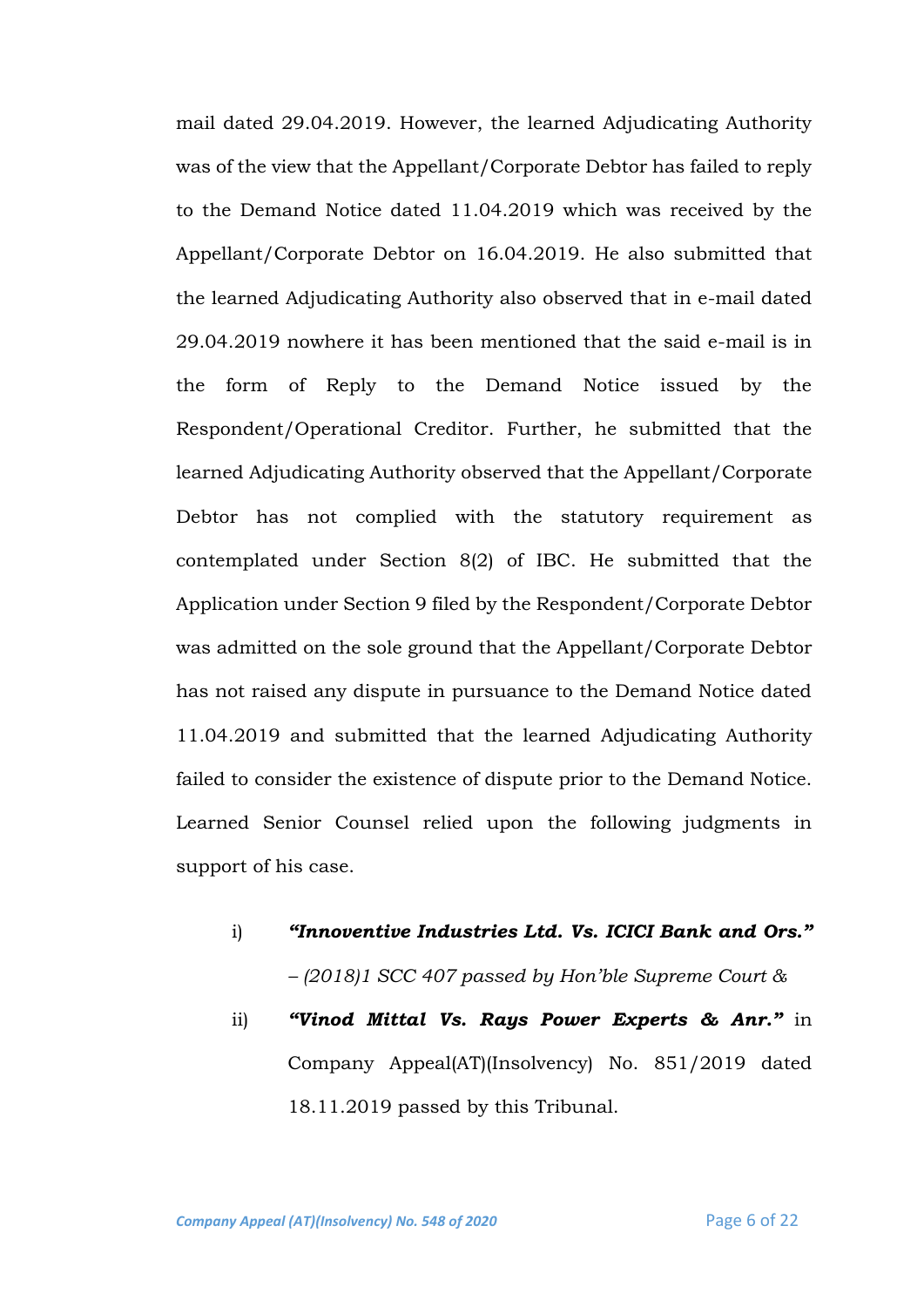mail dated 29.04.2019. However, the learned Adjudicating Authority was of the view that the Appellant/Corporate Debtor has failed to reply to the Demand Notice dated 11.04.2019 which was received by the Appellant/Corporate Debtor on 16.04.2019. He also submitted that the learned Adjudicating Authority also observed that in e-mail dated 29.04.2019 nowhere it has been mentioned that the said e-mail is in the form of Reply to the Demand Notice issued by the Respondent/Operational Creditor. Further, he submitted that the learned Adjudicating Authority observed that the Appellant/Corporate Debtor has not complied with the statutory requirement as contemplated under Section 8(2) of IBC. He submitted that the Application under Section 9 filed by the Respondent/Corporate Debtor was admitted on the sole ground that the Appellant/Corporate Debtor has not raised any dispute in pursuance to the Demand Notice dated 11.04.2019 and submitted that the learned Adjudicating Authority failed to consider the existence of dispute prior to the Demand Notice. Learned Senior Counsel relied upon the following judgments in support of his case.

i) ***"Innoventive Industries Ltd. Vs. ICICI Bank and Ors."*** *– (2018)1 SCC 407 passed by Hon'ble Supreme Court &*

ii) ***"Vinod Mittal Vs. Rays Power Experts & Anr."*** in Company Appeal(AT)(Insolvency) No. 851/2019 dated 18.11.2019 passed by this Tribunal.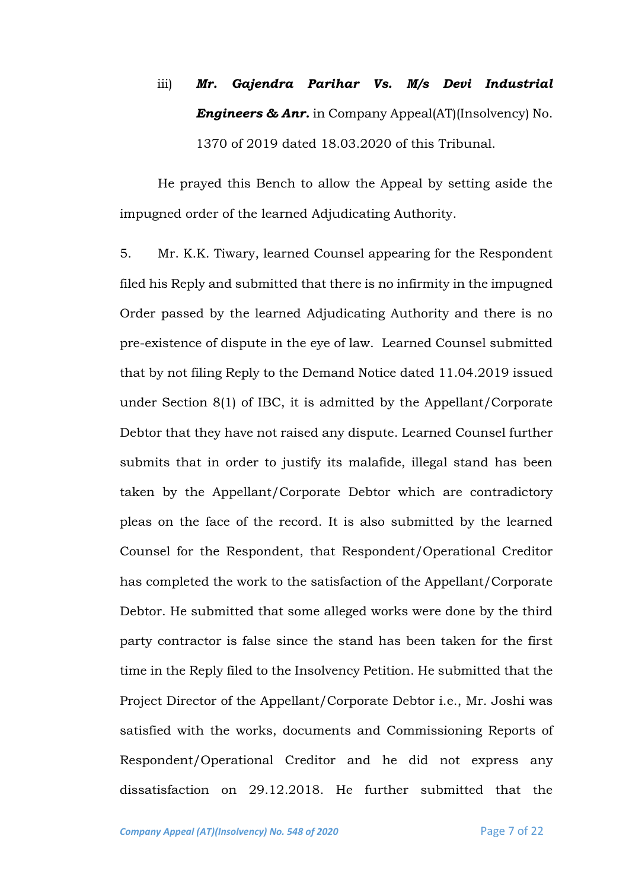iii) ***Mr. Gajendra Parihar Vs. M/s Devi Industrial Engineers & Anr.*** in Company Appeal(AT)(Insolvency) No. 1370 of 2019 dated 18.03.2020 of this Tribunal.

He prayed this Bench to allow the Appeal by setting aside the impugned order of the learned Adjudicating Authority.

5. Mr. K.K. Tiwary, learned Counsel appearing for the Respondent filed his Reply and submitted that there is no infirmity in the impugned Order passed by the learned Adjudicating Authority and there is no pre-existence of dispute in the eye of law. Learned Counsel submitted that by not filing Reply to the Demand Notice dated 11.04.2019 issued under Section 8(1) of IBC, it is admitted by the Appellant/Corporate Debtor that they have not raised any dispute. Learned Counsel further submits that in order to justify its malafide, illegal stand has been taken by the Appellant/Corporate Debtor which are contradictory pleas on the face of the record. It is also submitted by the learned Counsel for the Respondent, that Respondent/Operational Creditor has completed the work to the satisfaction of the Appellant/Corporate Debtor. He submitted that some alleged works were done by the third party contractor is false since the stand has been taken for the first time in the Reply filed to the Insolvency Petition. He submitted that the Project Director of the Appellant/Corporate Debtor i.e., Mr. Joshi was satisfied with the works, documents and Commissioning Reports of Respondent/Operational Creditor and he did not express any dissatisfaction on 29.12.2018. He further submitted that the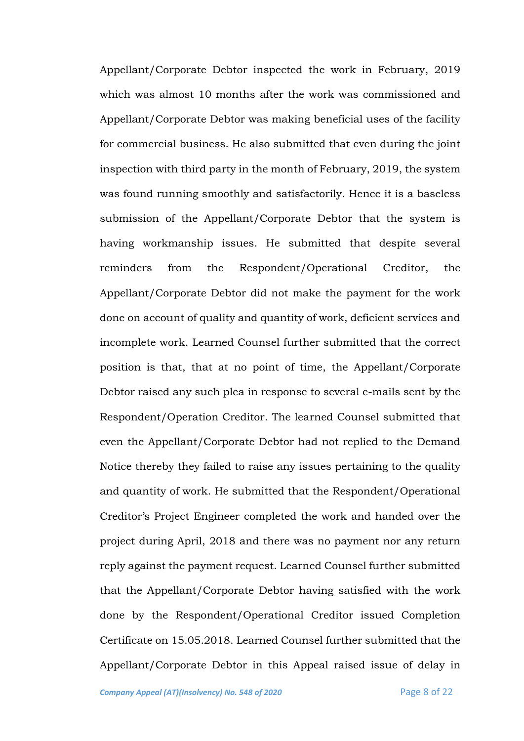Appellant/Corporate Debtor inspected the work in February, 2019 which was almost 10 months after the work was commissioned and Appellant/Corporate Debtor was making beneficial uses of the facility for commercial business. He also submitted that even during the joint inspection with third party in the month of February, 2019, the system was found running smoothly and satisfactorily. Hence it is a baseless submission of the Appellant/Corporate Debtor that the system is having workmanship issues. He submitted that despite several reminders from the Respondent/Operational Creditor, the Appellant/Corporate Debtor did not make the payment for the work done on account of quality and quantity of work, deficient services and incomplete work. Learned Counsel further submitted that the correct position is that, that at no point of time, the Appellant/Corporate Debtor raised any such plea in response to several e-mails sent by the Respondent/Operation Creditor. The learned Counsel submitted that even the Appellant/Corporate Debtor had not replied to the Demand Notice thereby they failed to raise any issues pertaining to the quality and quantity of work. He submitted that the Respondent/Operational Creditor's Project Engineer completed the work and handed over the project during April, 2018 and there was no payment nor any return reply against the payment request. Learned Counsel further submitted that the Appellant/Corporate Debtor having satisfied with the work done by the Respondent/Operational Creditor issued Completion Certificate on 15.05.2018. Learned Counsel further submitted that the Appellant/Corporate Debtor in this Appeal raised issue of delay in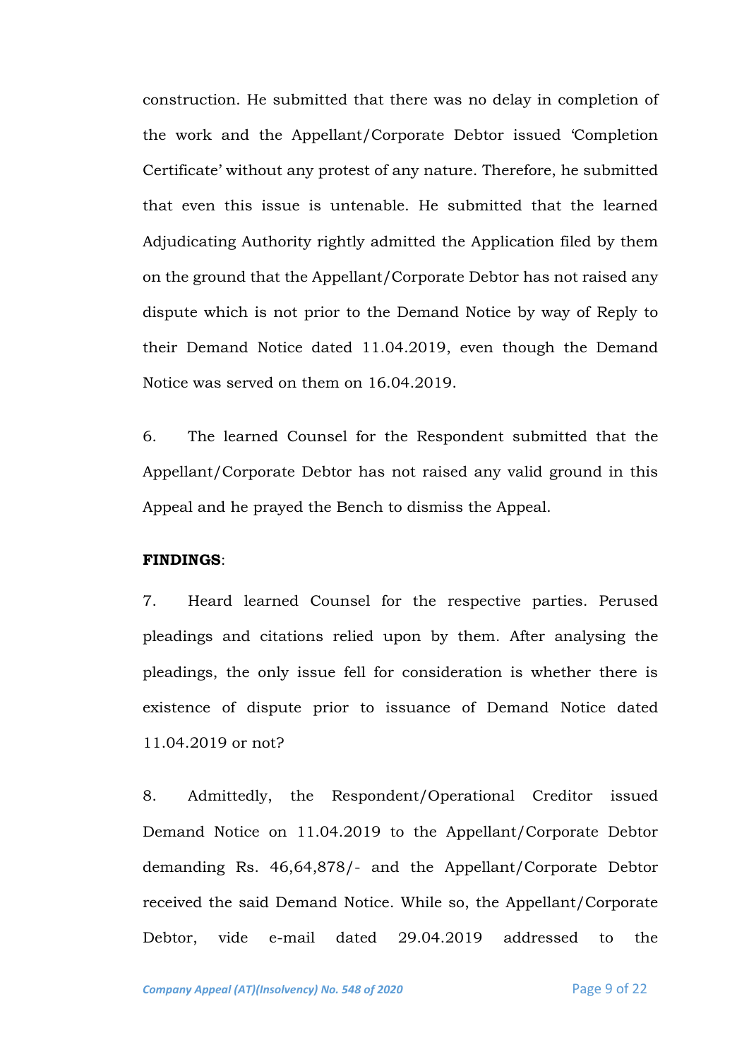construction. He submitted that there was no delay in completion of the work and the Appellant/Corporate Debtor issued 'Completion Certificate' without any protest of any nature. Therefore, he submitted that even this issue is untenable. He submitted that the learned Adjudicating Authority rightly admitted the Application filed by them on the ground that the Appellant/Corporate Debtor has not raised any dispute which is not prior to the Demand Notice by way of Reply to their Demand Notice dated 11.04.2019, even though the Demand Notice was served on them on 16.04.2019.

6. The learned Counsel for the Respondent submitted that the Appellant/Corporate Debtor has not raised any valid ground in this Appeal and he prayed the Bench to dismiss the Appeal.

**FINDINGS**:

7. Heard learned Counsel for the respective parties. Perused pleadings and citations relied upon by them. After analysing the pleadings, the only issue fell for consideration is whether there is existence of dispute prior to issuance of Demand Notice dated 11.04.2019 or not?

8. Admittedly, the Respondent/Operational Creditor issued Demand Notice on 11.04.2019 to the Appellant/Corporate Debtor demanding Rs. 46,64,878/- and the Appellant/Corporate Debtor received the said Demand Notice. While so, the Appellant/Corporate Debtor, vide e-mail dated 29.04.2019 addressed to the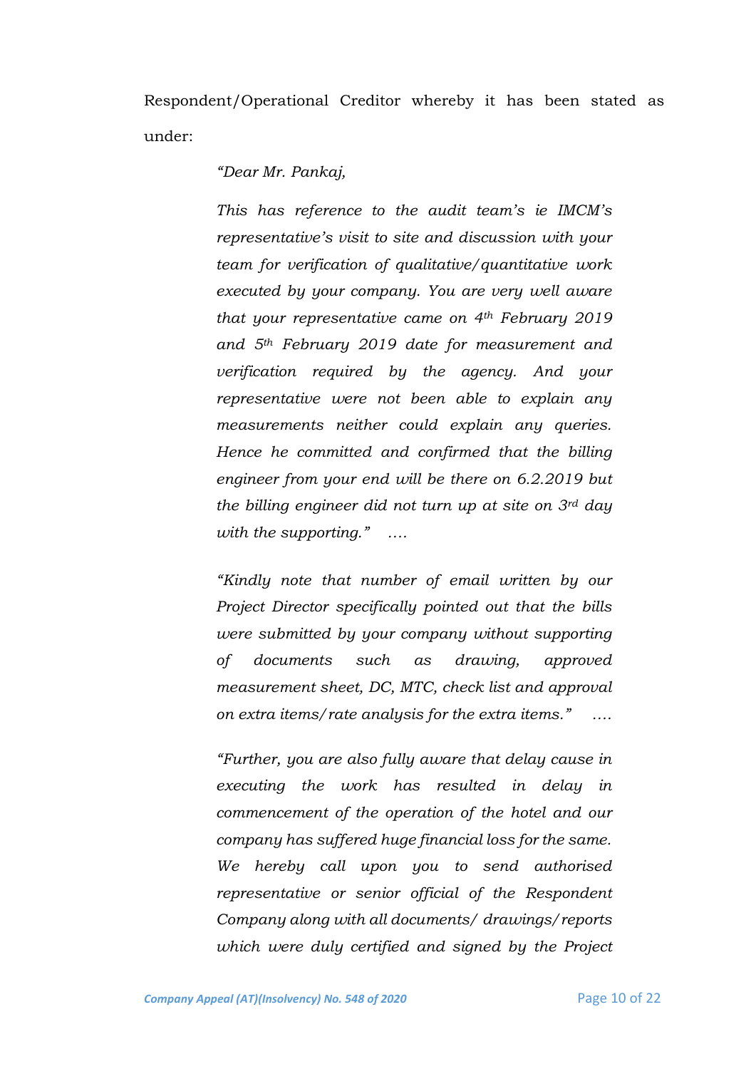Respondent/Operational Creditor whereby it has been stated as under:

> *"Dear Mr. Pankaj,*
>
> *This has reference to the audit team's ie IMCM's representative's visit to site and discussion with your team for verification of qualitative/quantitative work executed by your company. You are very well aware that your representative came on 4th February 2019 and 5th February 2019 date for measurement and verification required by the agency. And your representative were not been able to explain any measurements neither could explain any queries. Hence he committed and confirmed that the billing engineer from your end will be there on 6.2.2019 but the billing engineer did not turn up at site on 3rd day with the supporting."* ….
>
> *"Kindly note that number of email written by our Project Director specifically pointed out that the bills were submitted by your company without supporting of documents such as drawing, approved measurement sheet, DC, MTC, check list and approval on extra items/rate analysis for the extra items."* ….
>
> *"Further, you are also fully aware that delay cause in executing the work has resulted in delay in commencement of the operation of the hotel and our company has suffered huge financial loss for the same. We hereby call upon you to send authorised representative or senior official of the Respondent Company along with all documents/ drawings/reports which were duly certified and signed by the Project*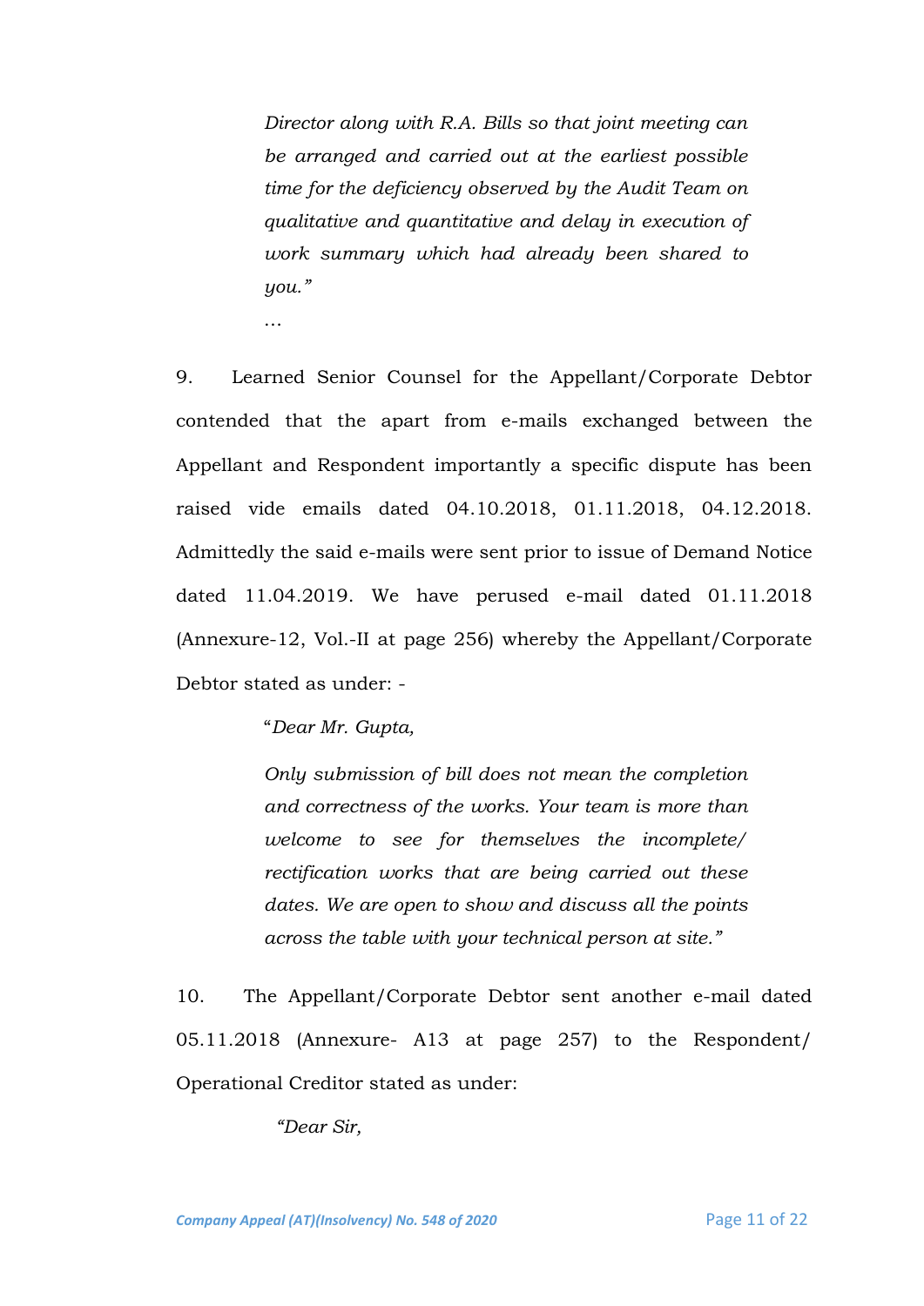> *Director along with R.A. Bills so that joint meeting can be arranged and carried out at the earliest possible time for the deficiency observed by the Audit Team on qualitative and quantitative and delay in execution of work summary which had already been shared to you."*
>
> …

9. Learned Senior Counsel for the Appellant/Corporate Debtor contended that the apart from e-mails exchanged between the Appellant and Respondent importantly a specific dispute has been raised vide emails dated 04.10.2018, 01.11.2018, 04.12.2018. Admittedly the said e-mails were sent prior to issue of Demand Notice dated 11.04.2019. We have perused e-mail dated 01.11.2018 (Annexure-12, Vol.-II at page 256) whereby the Appellant/Corporate Debtor stated as under: -

> "*Dear Mr. Gupta,*
>
> *Only submission of bill does not mean the completion and correctness of the works. Your team is more than welcome to see for themselves the incomplete/ rectification works that are being carried out these dates. We are open to show and discuss all the points across the table with your technical person at site."*

10. The Appellant/Corporate Debtor sent another e-mail dated 05.11.2018 (Annexure- A13 at page 257) to the Respondent/ Operational Creditor stated as under:

> *"Dear Sir,*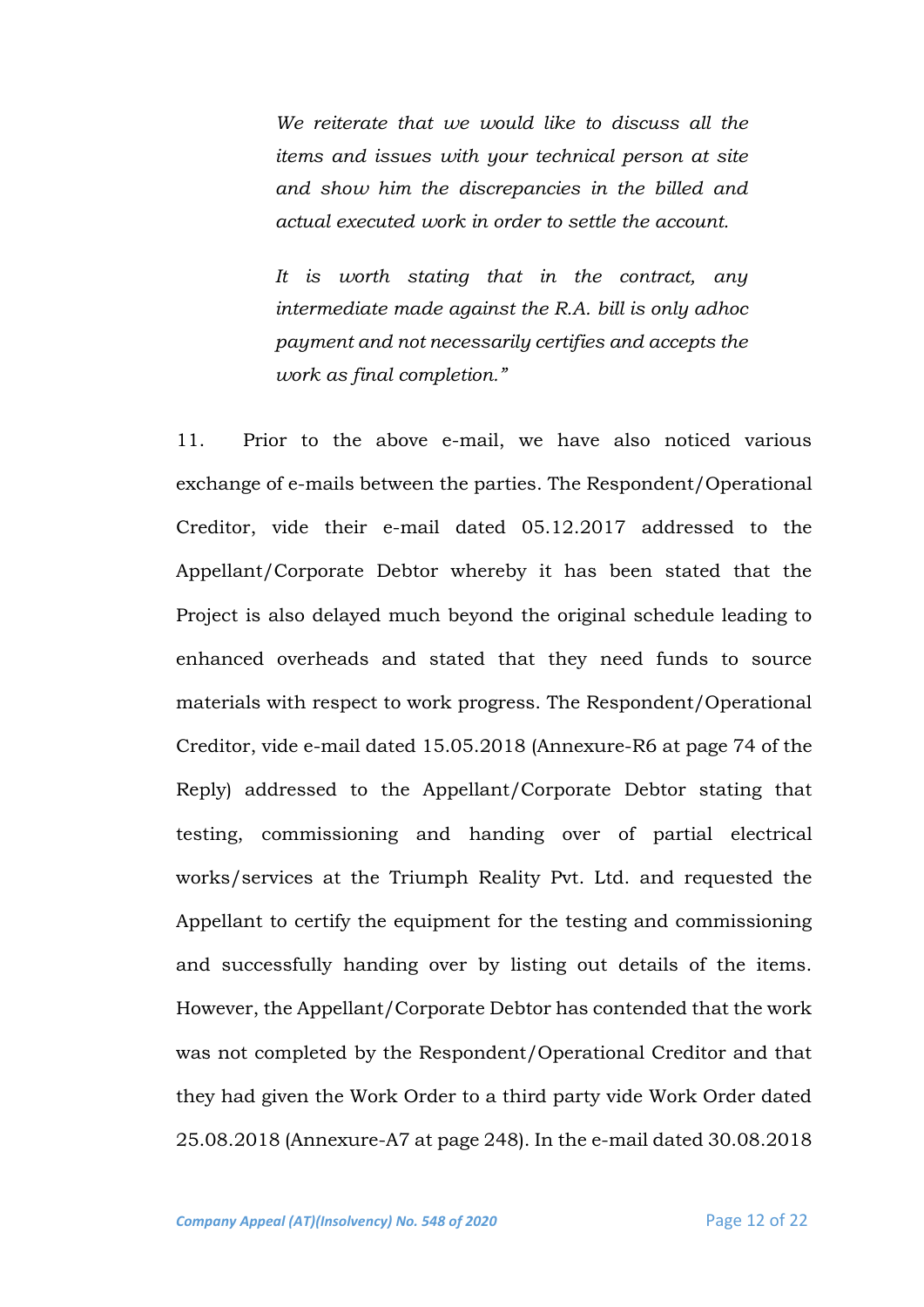> *We reiterate that we would like to discuss all the items and issues with your technical person at site and show him the discrepancies in the billed and actual executed work in order to settle the account.*
>
> *It is worth stating that in the contract, any intermediate made against the R.A. bill is only adhoc payment and not necessarily certifies and accepts the work as final completion."*

11. Prior to the above e-mail, we have also noticed various exchange of e-mails between the parties. The Respondent/Operational Creditor, vide their e-mail dated 05.12.2017 addressed to the Appellant/Corporate Debtor whereby it has been stated that the Project is also delayed much beyond the original schedule leading to enhanced overheads and stated that they need funds to source materials with respect to work progress. The Respondent/Operational Creditor, vide e-mail dated 15.05.2018 (Annexure-R6 at page 74 of the Reply) addressed to the Appellant/Corporate Debtor stating that testing, commissioning and handing over of partial electrical works/services at the Triumph Reality Pvt. Ltd. and requested the Appellant to certify the equipment for the testing and commissioning and successfully handing over by listing out details of the items. However, the Appellant/Corporate Debtor has contended that the work was not completed by the Respondent/Operational Creditor and that they had given the Work Order to a third party vide Work Order dated 25.08.2018 (Annexure-A7 at page 248). In the e-mail dated 30.08.2018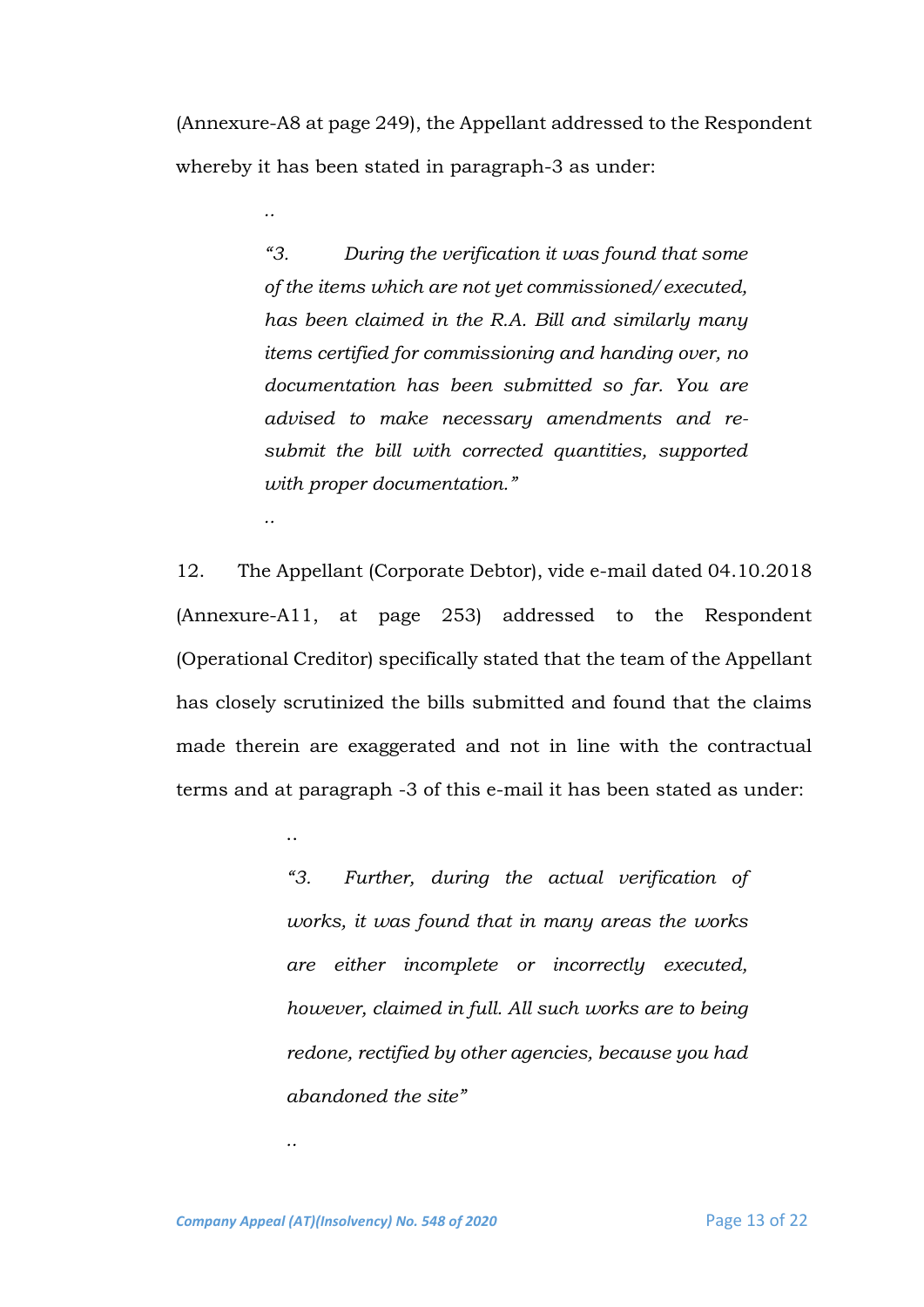(Annexure-A8 at page 249), the Appellant addressed to the Respondent whereby it has been stated in paragraph-3 as under:

> ..
>
> *"3. During the verification it was found that some of the items which are not yet commissioned/ executed, has been claimed in the R.A. Bill and similarly many items certified for commissioning and handing over, no documentation has been submitted so far. You are advised to make necessary amendments and re-submit the bill with corrected quantities, supported with proper documentation."*
>
> ..

12. The Appellant (Corporate Debtor), vide e-mail dated 04.10.2018 (Annexure-A11, at page 253) addressed to the Respondent (Operational Creditor) specifically stated that the team of the Appellant has closely scrutinized the bills submitted and found that the claims made therein are exaggerated and not in line with the contractual terms and at paragraph -3 of this e-mail it has been stated as under:

> ..
>
> *"3. Further, during the actual verification of works, it was found that in many areas the works are either incomplete or incorrectly executed, however, claimed in full. All such works are to being redone, rectified by other agencies, because you had abandoned the site"*
>
> ..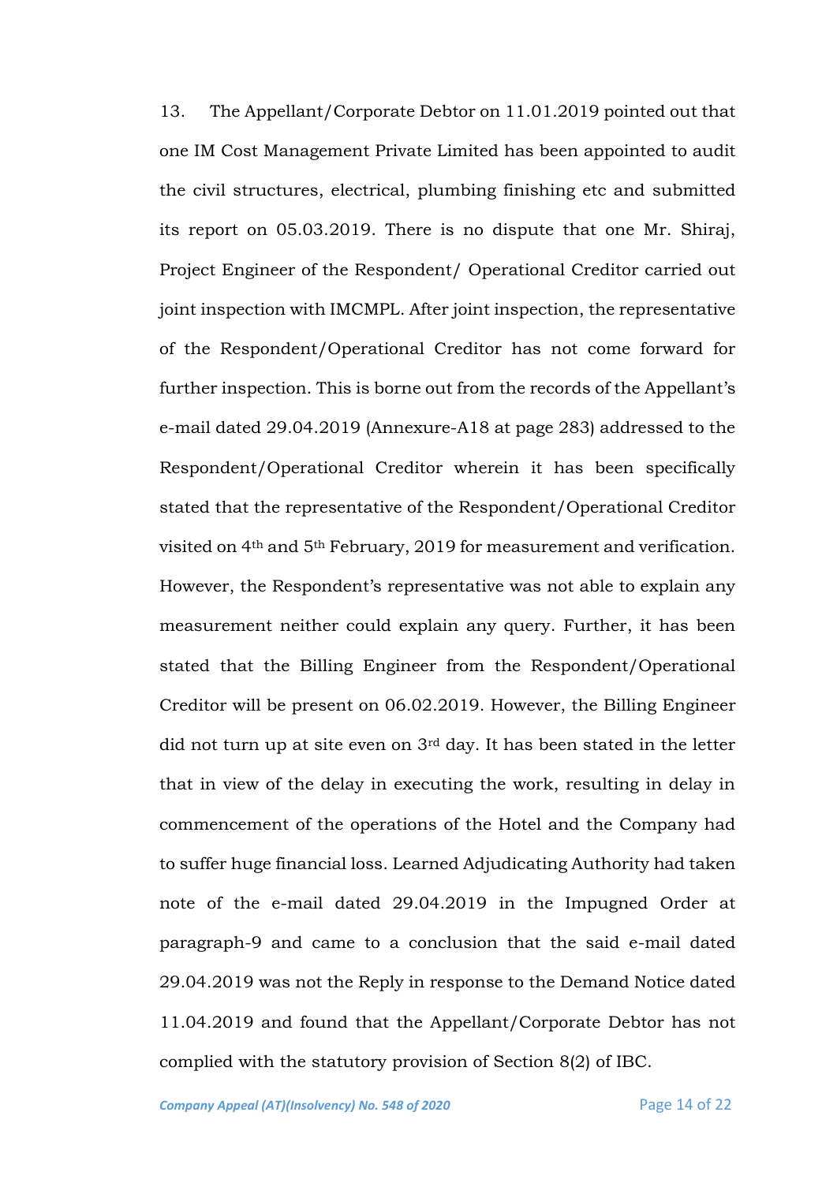13. The Appellant/Corporate Debtor on 11.01.2019 pointed out that one IM Cost Management Private Limited has been appointed to audit the civil structures, electrical, plumbing finishing etc and submitted its report on 05.03.2019. There is no dispute that one Mr. Shiraj, Project Engineer of the Respondent/ Operational Creditor carried out joint inspection with IMCMPL. After joint inspection, the representative of the Respondent/Operational Creditor has not come forward for further inspection. This is borne out from the records of the Appellant's e-mail dated 29.04.2019 (Annexure-A18 at page 283) addressed to the Respondent/Operational Creditor wherein it has been specifically stated that the representative of the Respondent/Operational Creditor visited on 4th and 5th February, 2019 for measurement and verification. However, the Respondent's representative was not able to explain any measurement neither could explain any query. Further, it has been stated that the Billing Engineer from the Respondent/Operational Creditor will be present on 06.02.2019. However, the Billing Engineer did not turn up at site even on 3rd day. It has been stated in the letter that in view of the delay in executing the work, resulting in delay in commencement of the operations of the Hotel and the Company had to suffer huge financial loss. Learned Adjudicating Authority had taken note of the e-mail dated 29.04.2019 in the Impugned Order at paragraph-9 and came to a conclusion that the said e-mail dated 29.04.2019 was not the Reply in response to the Demand Notice dated 11.04.2019 and found that the Appellant/Corporate Debtor has not complied with the statutory provision of Section 8(2) of IBC.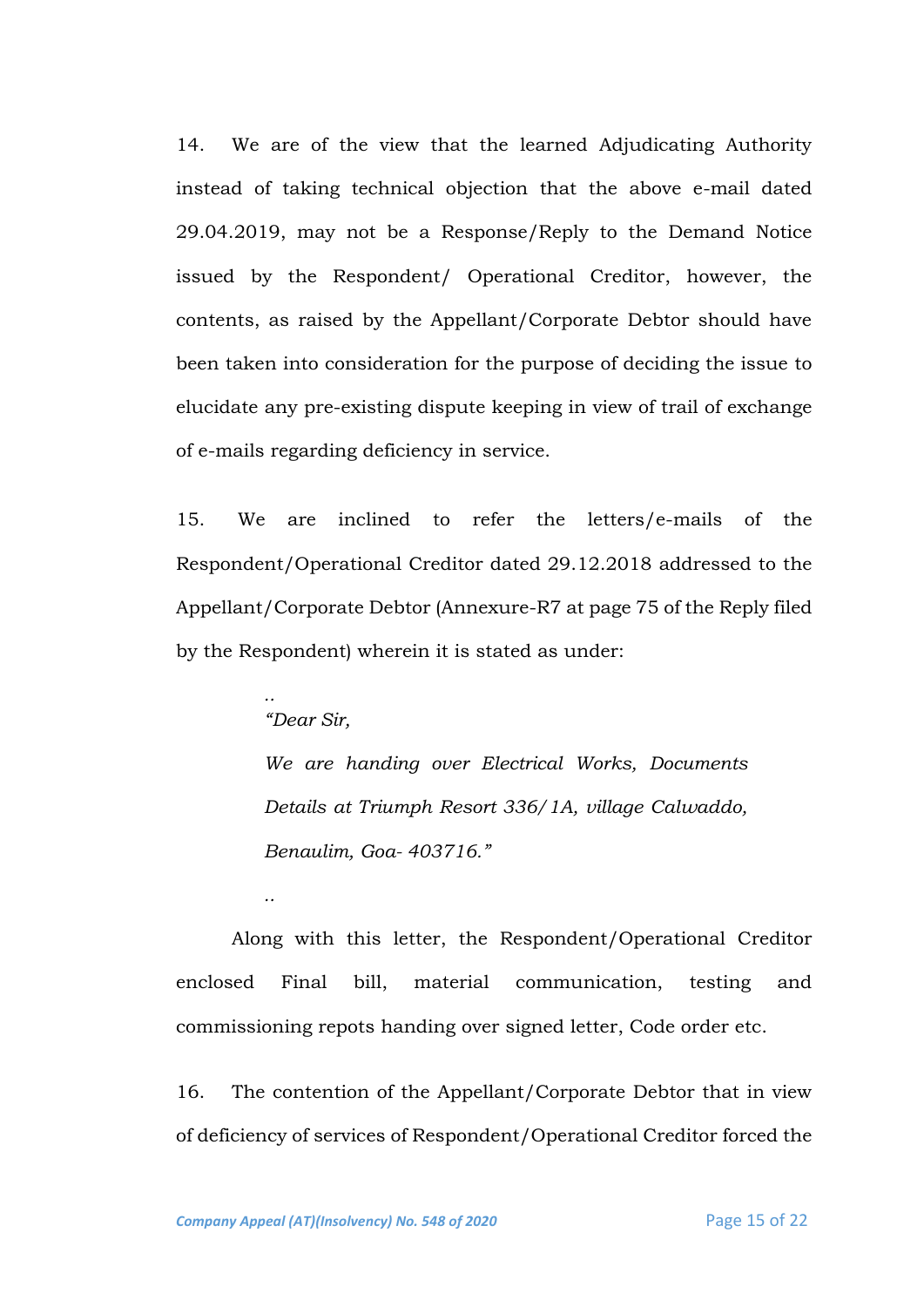14. We are of the view that the learned Adjudicating Authority instead of taking technical objection that the above e-mail dated 29.04.2019, may not be a Response/Reply to the Demand Notice issued by the Respondent/ Operational Creditor, however, the contents, as raised by the Appellant/Corporate Debtor should have been taken into consideration for the purpose of deciding the issue to elucidate any pre-existing dispute keeping in view of trail of exchange of e-mails regarding deficiency in service.

15. We are inclined to refer the letters/e-mails of the Respondent/Operational Creditor dated 29.12.2018 addressed to the Appellant/Corporate Debtor (Annexure-R7 at page 75 of the Reply filed by the Respondent) wherein it is stated as under:

> ..
> *"Dear Sir,*
>
> *We are handing over Electrical Works, Documents Details at Triumph Resort 336/1A, village Calwaddo, Benaulim, Goa- 403716."*
>
> ..

Along with this letter, the Respondent/Operational Creditor enclosed Final bill, material communication, testing and commissioning repots handing over signed letter, Code order etc.

16. The contention of the Appellant/Corporate Debtor that in view of deficiency of services of Respondent/Operational Creditor forced the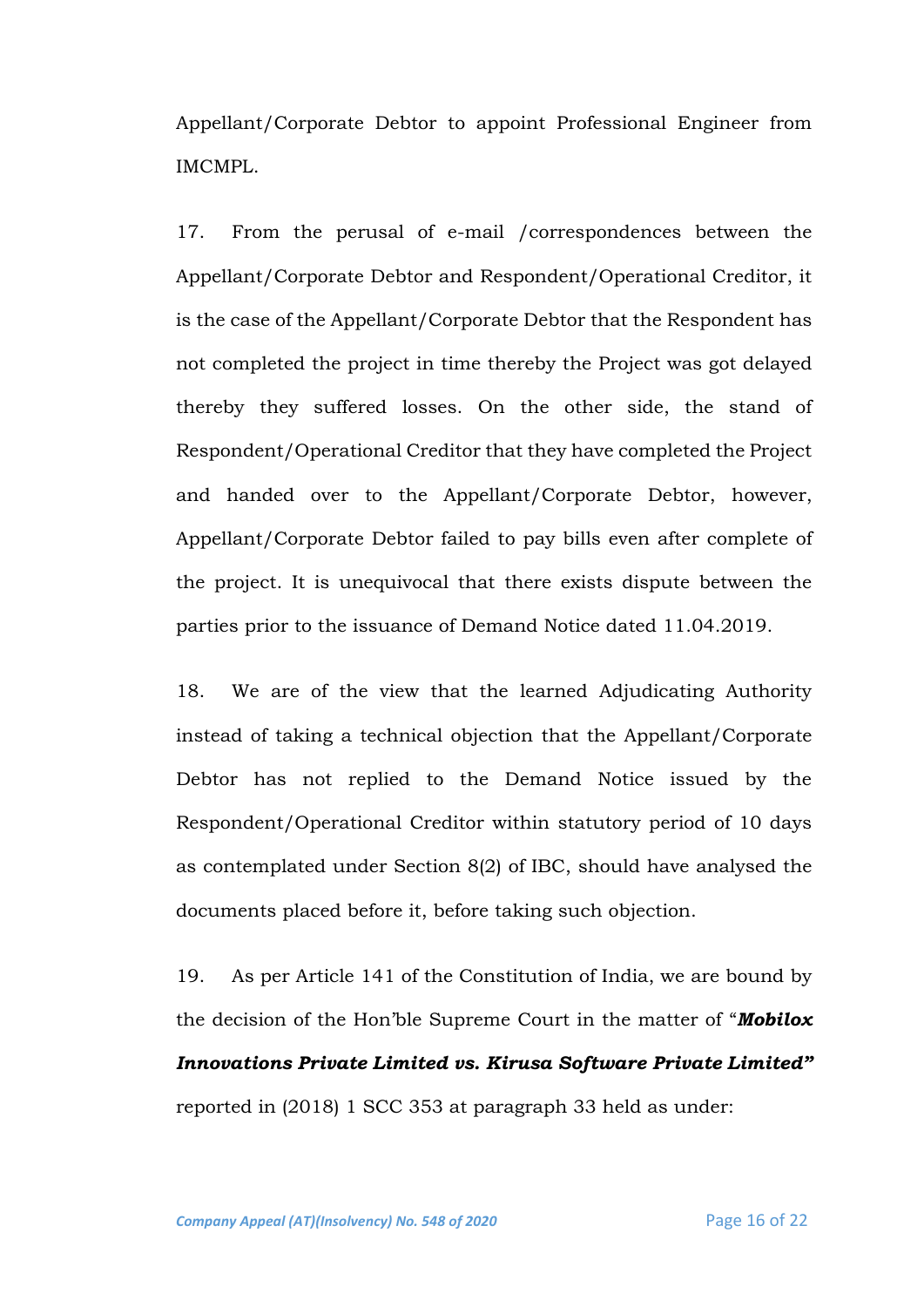Appellant/Corporate Debtor to appoint Professional Engineer from IMCMPL.

17. From the perusal of e-mail /correspondences between the Appellant/Corporate Debtor and Respondent/Operational Creditor, it is the case of the Appellant/Corporate Debtor that the Respondent has not completed the project in time thereby the Project was got delayed thereby they suffered losses. On the other side, the stand of Respondent/Operational Creditor that they have completed the Project and handed over to the Appellant/Corporate Debtor, however, Appellant/Corporate Debtor failed to pay bills even after complete of the project. It is unequivocal that there exists dispute between the parties prior to the issuance of Demand Notice dated 11.04.2019.

18. We are of the view that the learned Adjudicating Authority instead of taking a technical objection that the Appellant/Corporate Debtor has not replied to the Demand Notice issued by the Respondent/Operational Creditor within statutory period of 10 days as contemplated under Section 8(2) of IBC, should have analysed the documents placed before it, before taking such objection.

19. As per Article 141 of the Constitution of India, we are bound by the decision of the Hon'ble Supreme Court in the matter of "***Mobilox Innovations Private Limited vs. Kirusa Software Private Limited"*** reported in (2018) 1 SCC 353 at paragraph 33 held as under: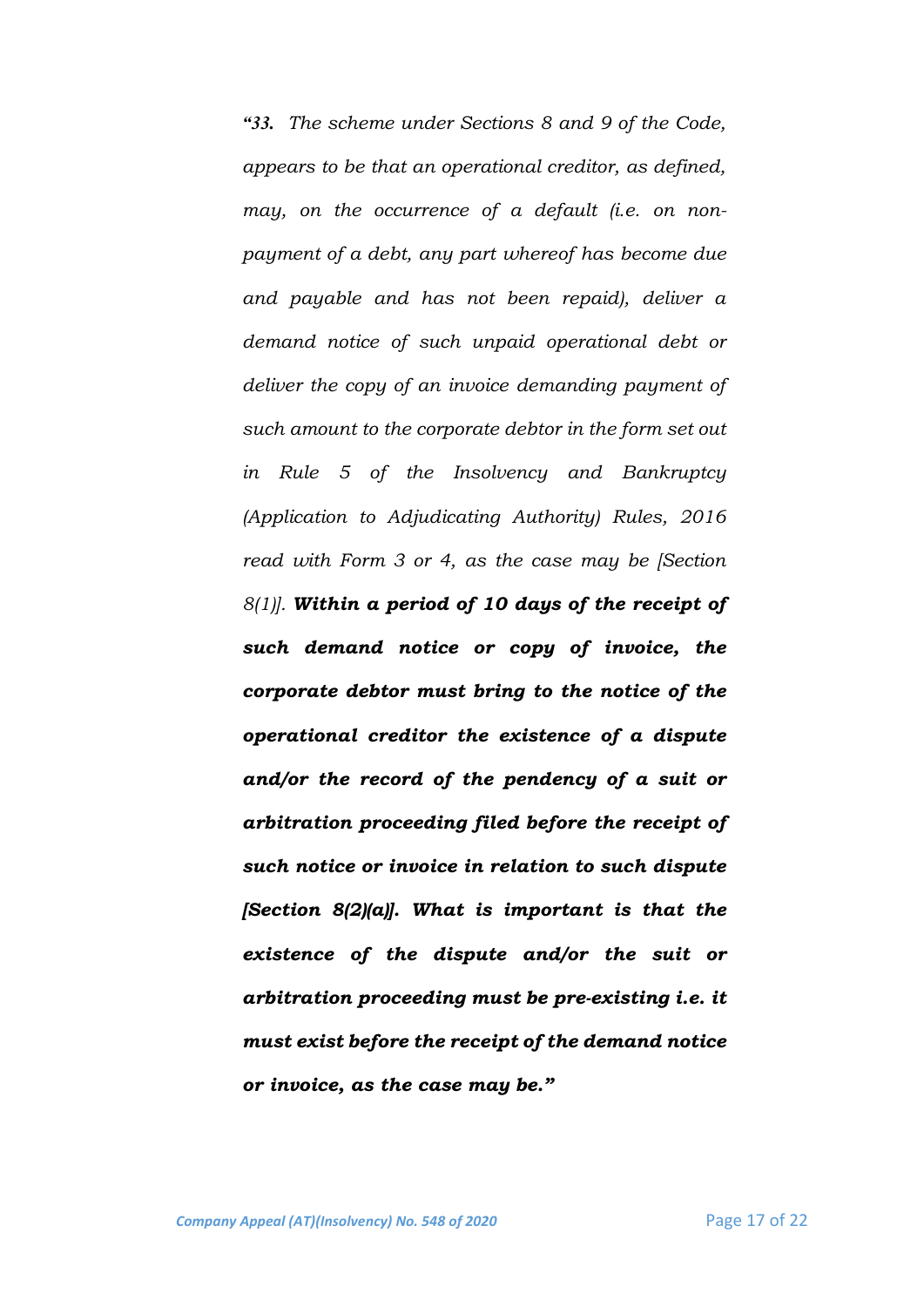*"**33.** The scheme under Sections 8 and 9 of the Code, appears to be that an operational creditor, as defined, may, on the occurrence of a default (i.e. on non-payment of a debt, any part whereof has become due and payable and has not been repaid), deliver a demand notice of such unpaid operational debt or deliver the copy of an invoice demanding payment of such amount to the corporate debtor in the form set out in Rule 5 of the Insolvency and Bankruptcy (Application to Adjudicating Authority) Rules, 2016 read with Form 3 or 4, as the case may be [Section 8(1)]. **Within a period of 10 days of the receipt of such demand notice or copy of invoice, the corporate debtor must bring to the notice of the operational creditor the existence of a dispute and/or the record of the pendency of a suit or arbitration proceeding filed before the receipt of such notice or invoice in relation to such dispute [Section 8(2)(a)]. What is important is that the existence of the dispute and/or the suit or arbitration proceeding must be pre-existing i.e. it must exist before the receipt of the demand notice or invoice, as the case may be."***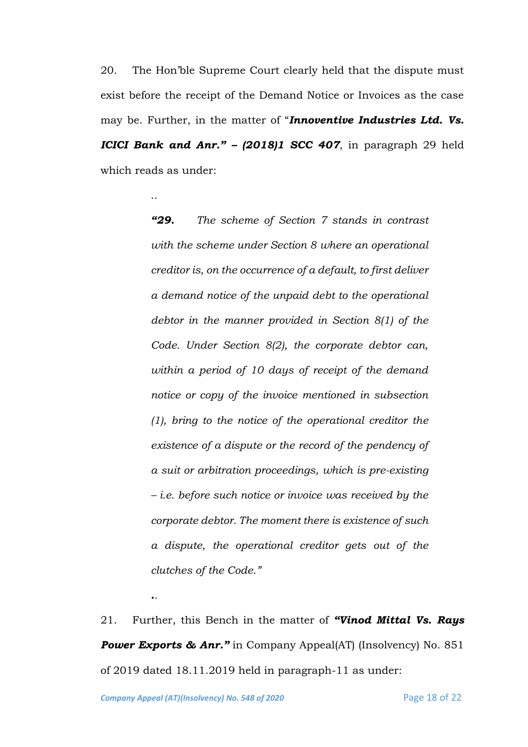20. The Hon'ble Supreme Court clearly held that the dispute must exist before the receipt of the Demand Notice or Invoices as the case may be. Further, in the matter of "***Innoventive Industries Ltd. Vs. ICICI Bank and Anr." – (2018)1 SCC 407***, in paragraph 29 held which reads as under:

> ..
>
> ***"29.*** *The scheme of Section 7 stands in contrast with the scheme under Section 8 where an operational creditor is, on the occurrence of a default, to first deliver a demand notice of the unpaid debt to the operational debtor in the manner provided in Section 8(1) of the Code. Under Section 8(2), the corporate debtor can, within a period of 10 days of receipt of the demand notice or copy of the invoice mentioned in subsection (1), bring to the notice of the operational creditor the existence of a dispute or the record of the pendency of a suit or arbitration proceedings, which is pre-existing – i.e. before such notice or invoice was received by the corporate debtor. The moment there is existence of such a dispute, the operational creditor gets out of the clutches of the Code."*
>
> ..

21. Further, this Bench in the matter of ***"Vinod Mittal Vs. Rays Power Exports & Anr."*** in Company Appeal(AT) (Insolvency) No. 851 of 2019 dated 18.11.2019 held in paragraph-11 as under: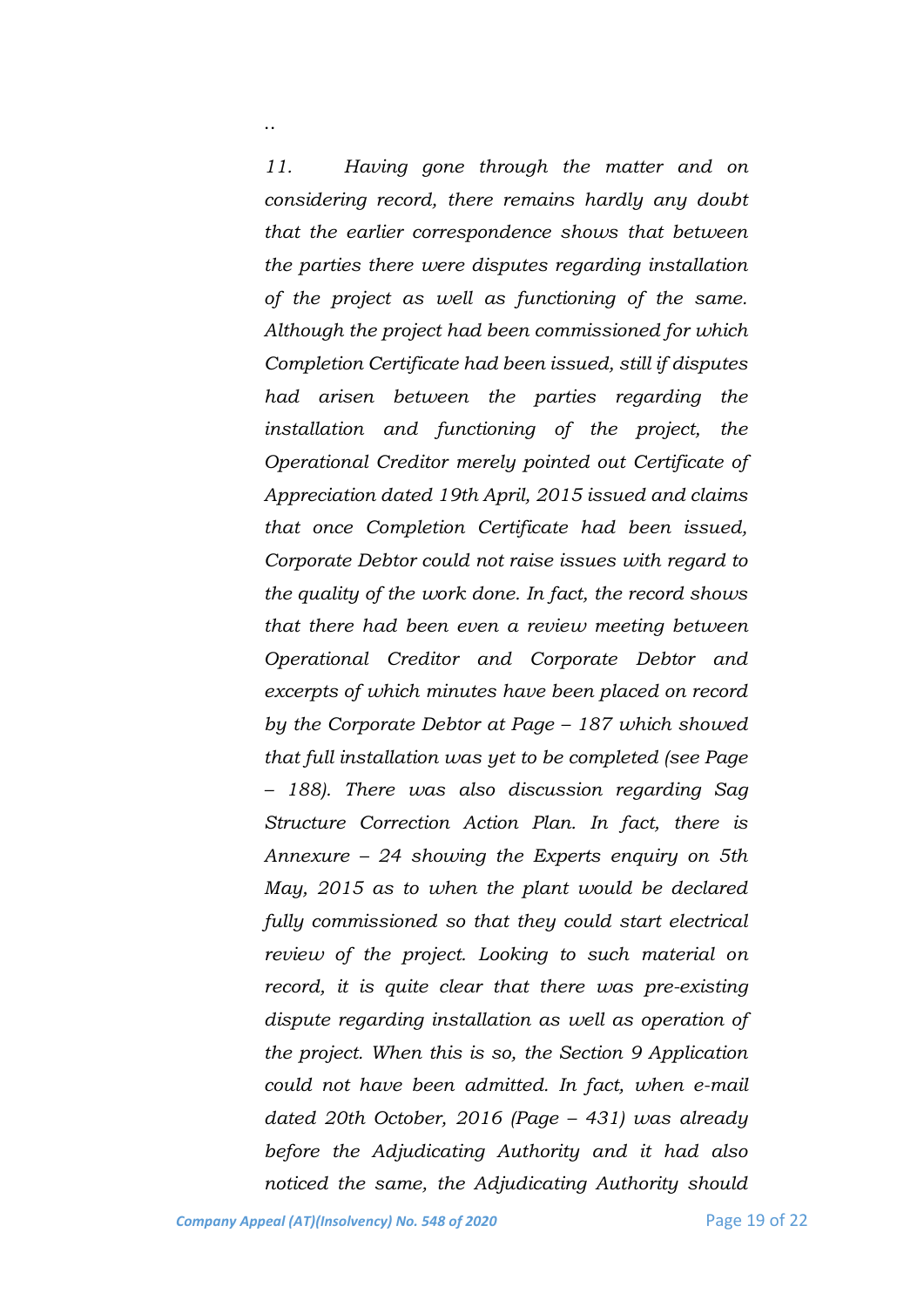..

*11. Having gone through the matter and on considering record, there remains hardly any doubt that the earlier correspondence shows that between the parties there were disputes regarding installation of the project as well as functioning of the same. Although the project had been commissioned for which Completion Certificate had been issued, still if disputes had arisen between the parties regarding the installation and functioning of the project, the Operational Creditor merely pointed out Certificate of Appreciation dated 19th April, 2015 issued and claims that once Completion Certificate had been issued, Corporate Debtor could not raise issues with regard to the quality of the work done. In fact, the record shows that there had been even a review meeting between Operational Creditor and Corporate Debtor and excerpts of which minutes have been placed on record by the Corporate Debtor at Page – 187 which showed that full installation was yet to be completed (see Page – 188). There was also discussion regarding Sag Structure Correction Action Plan. In fact, there is Annexure – 24 showing the Experts enquiry on 5th May, 2015 as to when the plant would be declared fully commissioned so that they could start electrical review of the project. Looking to such material on record, it is quite clear that there was pre-existing dispute regarding installation as well as operation of the project. When this is so, the Section 9 Application could not have been admitted. In fact, when e-mail dated 20th October, 2016 (Page – 431) was already before the Adjudicating Authority and it had also noticed the same, the Adjudicating Authority should*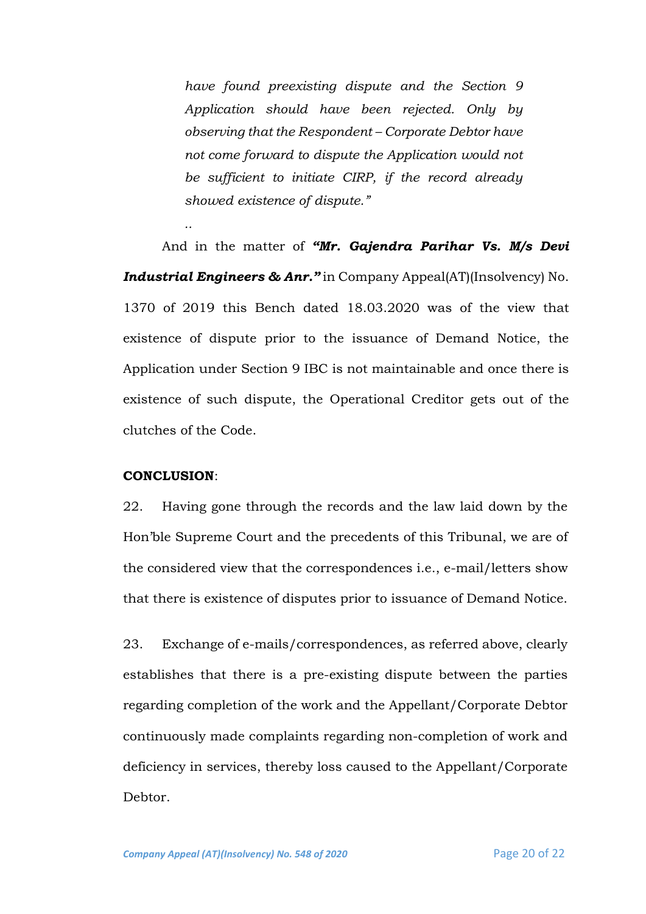> *have found preexisting dispute and the Section 9 Application should have been rejected. Only by observing that the Respondent – Corporate Debtor have not come forward to dispute the Application would not be sufficient to initiate CIRP, if the record already showed existence of dispute."*
>
> ..

And in the matter of ***"Mr. Gajendra Parihar Vs. M/s Devi Industrial Engineers & Anr."*** in Company Appeal(AT)(Insolvency) No. 1370 of 2019 this Bench dated 18.03.2020 was of the view that existence of dispute prior to the issuance of Demand Notice, the Application under Section 9 IBC is not maintainable and once there is existence of such dispute, the Operational Creditor gets out of the clutches of the Code.

**CONCLUSION**:

22. Having gone through the records and the law laid down by the Hon'ble Supreme Court and the precedents of this Tribunal, we are of the considered view that the correspondences i.e., e-mail/letters show that there is existence of disputes prior to issuance of Demand Notice.

23. Exchange of e-mails/correspondences, as referred above, clearly establishes that there is a pre-existing dispute between the parties regarding completion of the work and the Appellant/Corporate Debtor continuously made complaints regarding non-completion of work and deficiency in services, thereby loss caused to the Appellant/Corporate Debtor.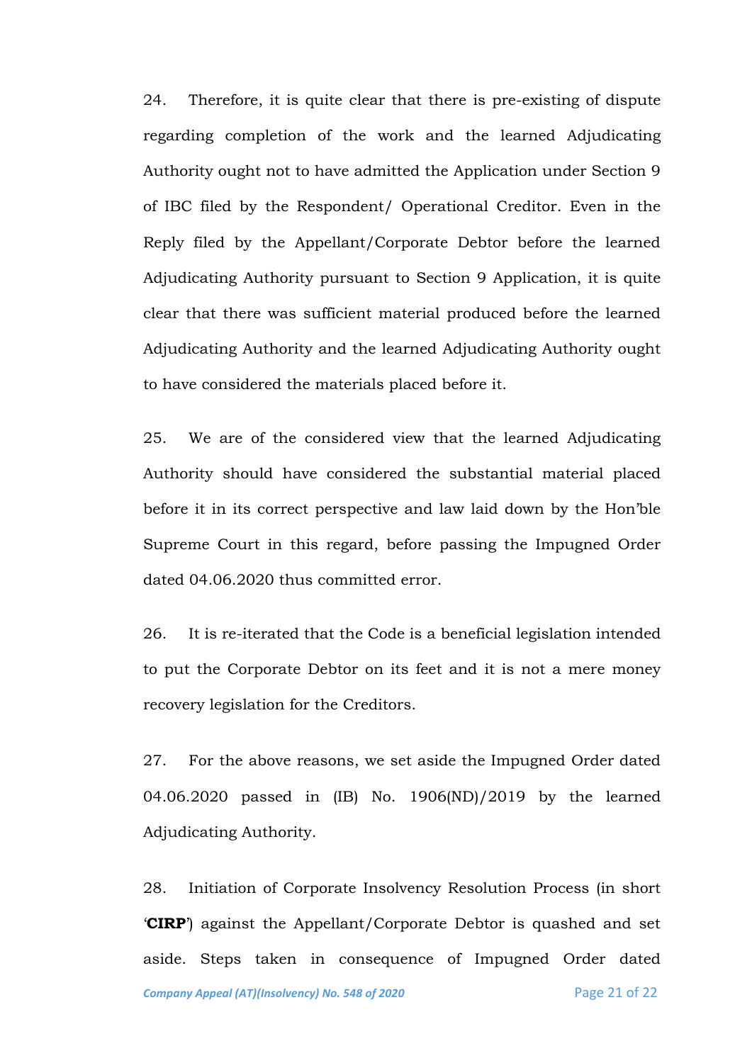24. Therefore, it is quite clear that there is pre-existing of dispute regarding completion of the work and the learned Adjudicating Authority ought not to have admitted the Application under Section 9 of IBC filed by the Respondent/ Operational Creditor. Even in the Reply filed by the Appellant/Corporate Debtor before the learned Adjudicating Authority pursuant to Section 9 Application, it is quite clear that there was sufficient material produced before the learned Adjudicating Authority and the learned Adjudicating Authority ought to have considered the materials placed before it.

25. We are of the considered view that the learned Adjudicating Authority should have considered the substantial material placed before it in its correct perspective and law laid down by the Hon'ble Supreme Court in this regard, before passing the Impugned Order dated 04.06.2020 thus committed error.

26. It is re-iterated that the Code is a beneficial legislation intended to put the Corporate Debtor on its feet and it is not a mere money recovery legislation for the Creditors.

27. For the above reasons, we set aside the Impugned Order dated 04.06.2020 passed in (IB) No. 1906(ND)/2019 by the learned Adjudicating Authority.

28. Initiation of Corporate Insolvency Resolution Process (in short '**CIRP**') against the Appellant/Corporate Debtor is quashed and set aside. Steps taken in consequence of Impugned Order dated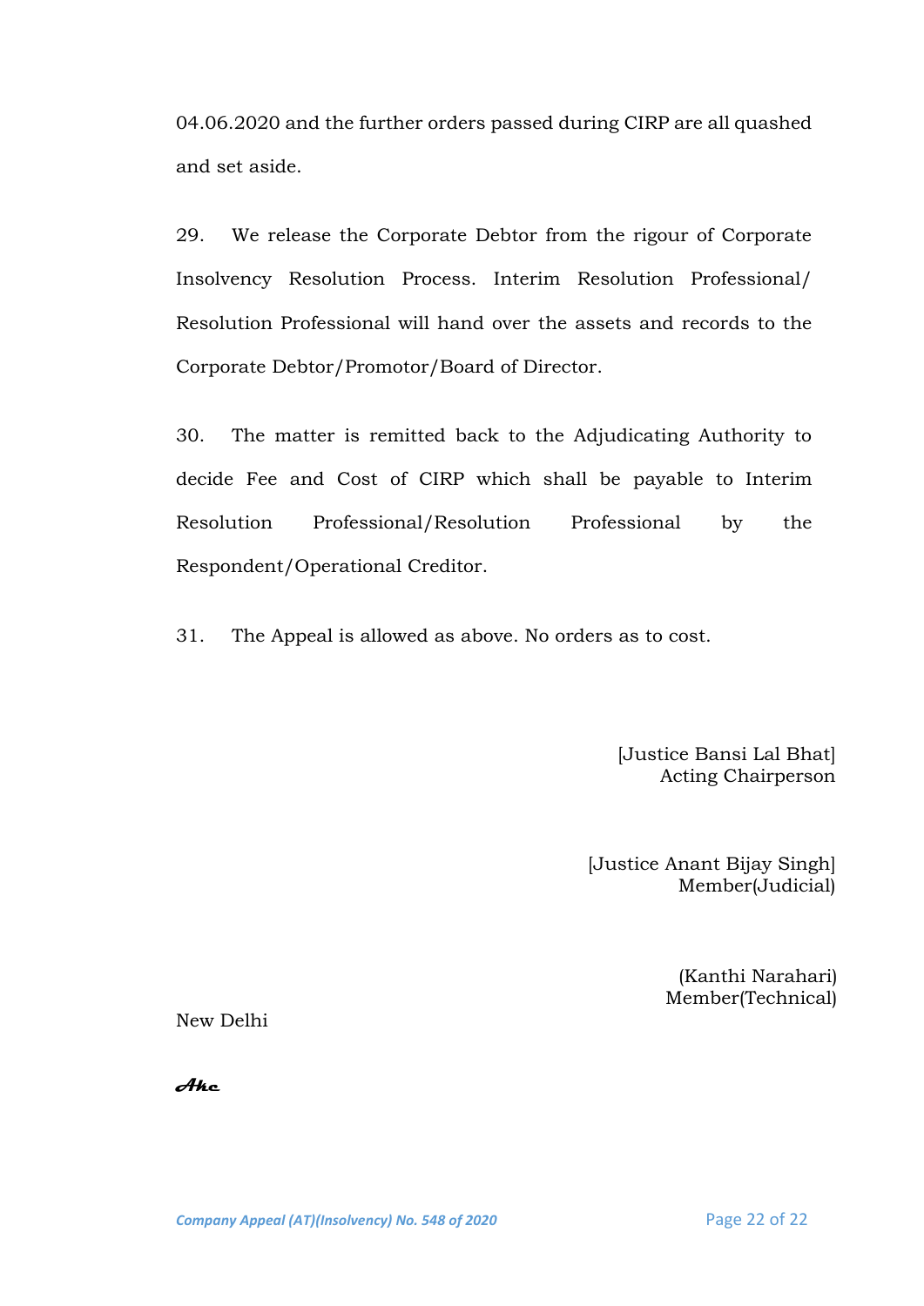04.06.2020 and the further orders passed during CIRP are all quashed and set aside.

29. We release the Corporate Debtor from the rigour of Corporate Insolvency Resolution Process. Interim Resolution Professional/ Resolution Professional will hand over the assets and records to the Corporate Debtor/Promotor/Board of Director.

30. The matter is remitted back to the Adjudicating Authority to decide Fee and Cost of CIRP which shall be payable to Interim Resolution Professional/Resolution Professional by the Respondent/Operational Creditor.

31. The Appeal is allowed as above. No orders as to cost.

[Justice Bansi Lal Bhat]
Acting Chairperson

[Justice Anant Bijay Singh]
Member(Judicial)

(Kanthi Narahari)
Member(Technical)

New Delhi

*Akc*